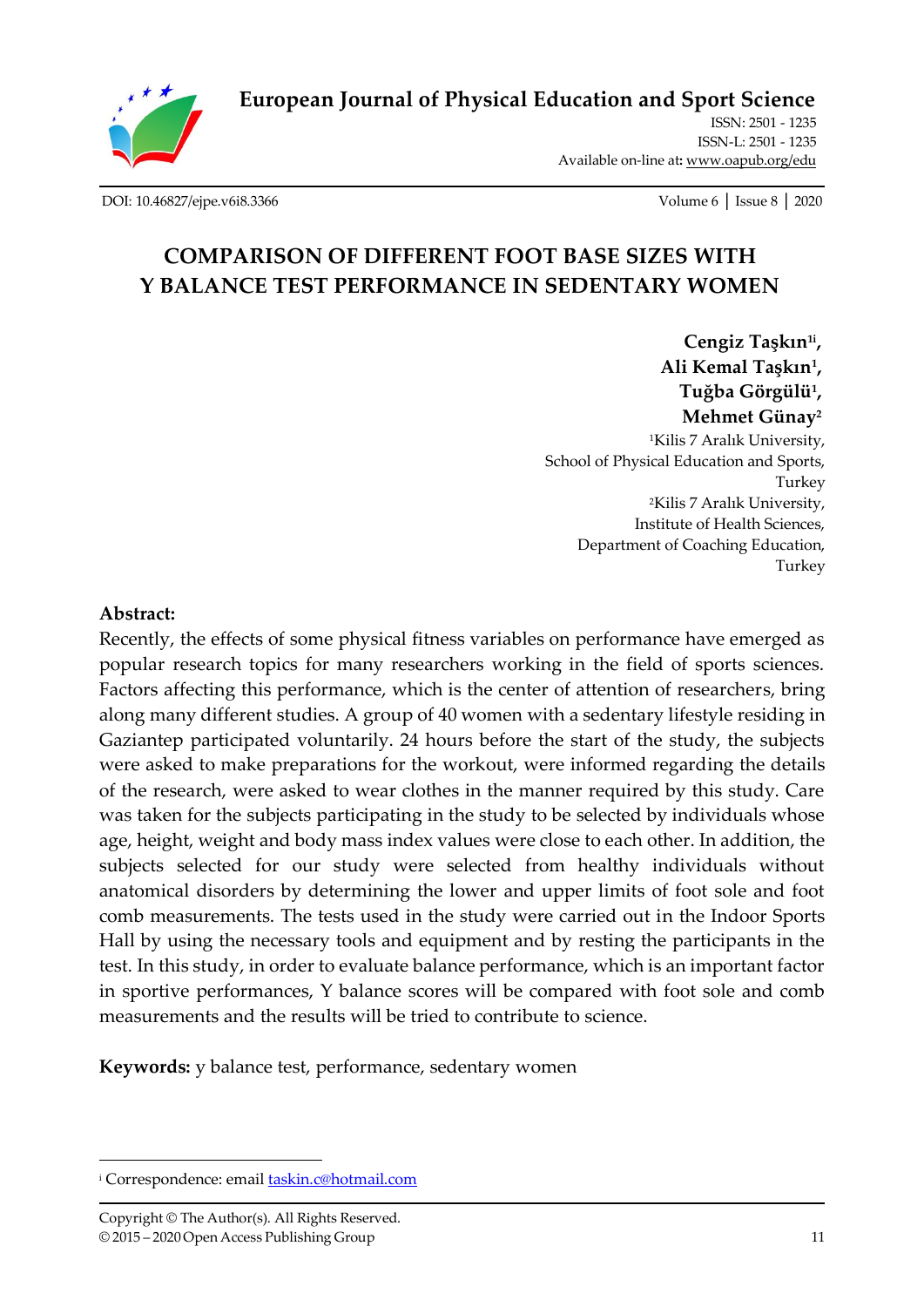European Journal of Physical Education and Sport Science

ISSN: 2501 - 1235
ISSN-L: 2501 - 1235
Available on-line at: www.oapub.org/edu

DOI: 10.46827/ejpe.v6i8.3366

# COMPARISON OF DIFFERENT FOOT BASE SIZES WITH Y BALANCE TEST PERFORMANCE IN SEDENTARY WOMEN

**Cengiz Taşkın[1i], Ali Kemal Taşkın[1], Tuğba Görgülü[1], Mehmet Günay[2]**

[1]Kilis 7 Aralık University, School of Physical Education and Sports, Turkey
[2]Kilis 7 Aralık University, Institute of Health Sciences, Department of Coaching Education, Turkey

**Abstract:**

Recently, the effects of some physical fitness variables on performance have emerged as popular research topics for many researchers working in the field of sports sciences. Factors affecting this performance, which is the center of attention of researchers, bring along many different studies. A group of 40 women with a sedentary lifestyle residing in Gaziantep participated voluntarily. 24 hours before the start of the study, the subjects were asked to make preparations for the workout, were informed regarding the details of the research, were asked to wear clothes in the manner required by this study. Care was taken for the subjects participating in the study to be selected by individuals whose age, height, weight and body mass index values were close to each other. In addition, the subjects selected for our study were selected from healthy individuals without anatomical disorders by determining the lower and upper limits of foot sole and foot comb measurements. The tests used in the study were carried out in the Indoor Sports Hall by using the necessary tools and equipment and by resting the participants in the test. In this study, in order to evaluate balance performance, which is an important factor in sportive performances, Y balance scores will be compared with foot sole and comb measurements and the results will be tried to contribute to science.

**Keywords:** y balance test, performance, sedentary women

[i] Correspondence: email taskin.c@hotmail.com

Copyright © The Author(s). All Rights Reserved.
© 2015 – 2020 Open Access Publishing Group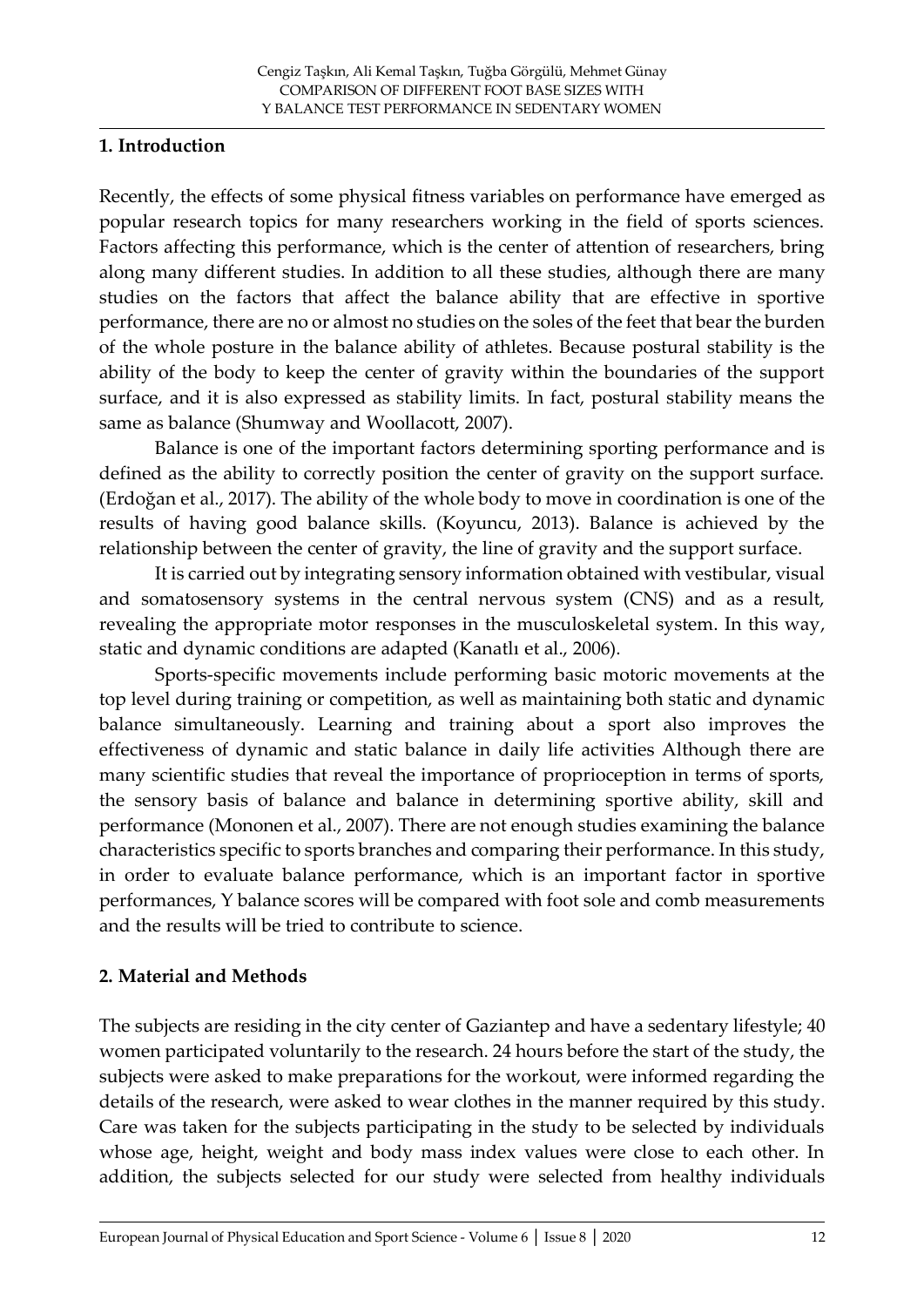## 1. Introduction

Recently, the effects of some physical fitness variables on performance have emerged as popular research topics for many researchers working in the field of sports sciences. Factors affecting this performance, which is the center of attention of researchers, bring along many different studies. In addition to all these studies, although there are many studies on the factors that affect the balance ability that are effective in sportive performance, there are no or almost no studies on the soles of the feet that bear the burden of the whole posture in the balance ability of athletes. Because postural stability is the ability of the body to keep the center of gravity within the boundaries of the support surface, and it is also expressed as stability limits. In fact, postural stability means the same as balance (Shumway and Woollacott, 2007).

Balance is one of the important factors determining sporting performance and is defined as the ability to correctly position the center of gravity on the support surface. (Erdoğan et al., 2017). The ability of the whole body to move in coordination is one of the results of having good balance skills. (Koyuncu, 2013). Balance is achieved by the relationship between the center of gravity, the line of gravity and the support surface.

It is carried out by integrating sensory information obtained with vestibular, visual and somatosensory systems in the central nervous system (CNS) and as a result, revealing the appropriate motor responses in the musculoskeletal system. In this way, static and dynamic conditions are adapted (Kanatlı et al., 2006).

Sports-specific movements include performing basic motoric movements at the top level during training or competition, as well as maintaining both static and dynamic balance simultaneously. Learning and training about a sport also improves the effectiveness of dynamic and static balance in daily life activities Although there are many scientific studies that reveal the importance of proprioception in terms of sports, the sensory basis of balance and balance in determining sportive ability, skill and performance (Mononen et al., 2007). There are not enough studies examining the balance characteristics specific to sports branches and comparing their performance. In this study, in order to evaluate balance performance, which is an important factor in sportive performances, Y balance scores will be compared with foot sole and comb measurements and the results will be tried to contribute to science.

## 2. Material and Methods

The subjects are residing in the city center of Gaziantep and have a sedentary lifestyle; 40 women participated voluntarily to the research. 24 hours before the start of the study, the subjects were asked to make preparations for the workout, were informed regarding the details of the research, were asked to wear clothes in the manner required by this study. Care was taken for the subjects participating in the study to be selected by individuals whose age, height, weight and body mass index values were close to each other. In addition, the subjects selected for our study were selected from healthy individuals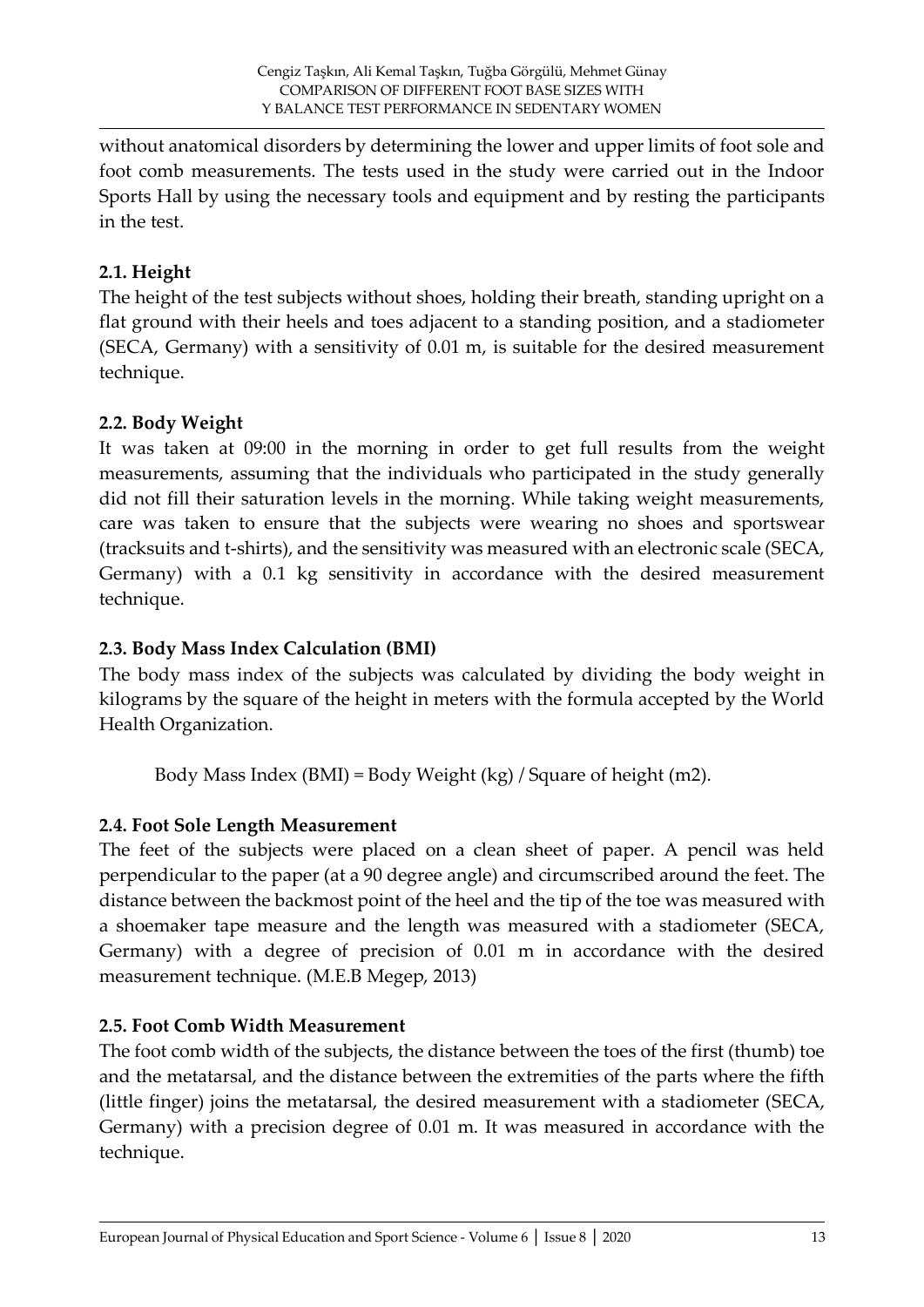without anatomical disorders by determining the lower and upper limits of foot sole and foot comb measurements. The tests used in the study were carried out in the Indoor Sports Hall by using the necessary tools and equipment and by resting the participants in the test.

### 2.1. Height

The height of the test subjects without shoes, holding their breath, standing upright on a flat ground with their heels and toes adjacent to a standing position, and a stadiometer (SECA, Germany) with a sensitivity of 0.01 m, is suitable for the desired measurement technique.

### 2.2. Body Weight

It was taken at 09:00 in the morning in order to get full results from the weight measurements, assuming that the individuals who participated in the study generally did not fill their saturation levels in the morning. While taking weight measurements, care was taken to ensure that the subjects were wearing no shoes and sportswear (tracksuits and t-shirts), and the sensitivity was measured with an electronic scale (SECA, Germany) with a 0.1 kg sensitivity in accordance with the desired measurement technique.

### 2.3. Body Mass Index Calculation (BMI)

The body mass index of the subjects was calculated by dividing the body weight in kilograms by the square of the height in meters with the formula accepted by the World Health Organization.

Body Mass Index (BMI) = Body Weight (kg) / Square of height ($m^2$).

### 2.4. Foot Sole Length Measurement

The feet of the subjects were placed on a clean sheet of paper. A pencil was held perpendicular to the paper (at a 90 degree angle) and circumscribed around the feet. The distance between the backmost point of the heel and the tip of the toe was measured with a shoemaker tape measure and the length was measured with a stadiometer (SECA, Germany) with a degree of precision of 0.01 m in accordance with the desired measurement technique. (M.E.B Megep, 2013)

### 2.5. Foot Comb Width Measurement

The foot comb width of the subjects, the distance between the toes of the first (thumb) toe and the metatarsal, and the distance between the extremities of the parts where the fifth (little finger) joins the metatarsal, the desired measurement with a stadiometer (SECA, Germany) with a precision degree of 0.01 m. It was measured in accordance with the technique.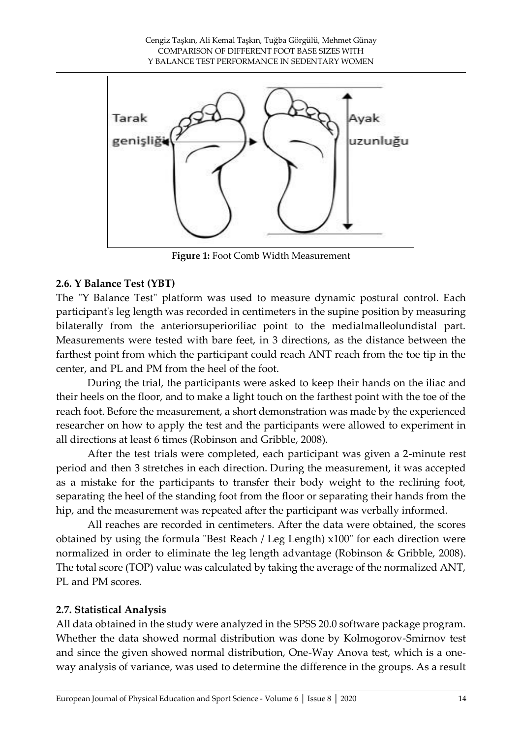**Figure 1:** Foot Comb Width Measurement

### 2.6. Y Balance Test (YBT)

The "Y Balance Test" platform was used to measure dynamic postural control. Each participant's leg length was recorded in centimeters in the supine position by measuring bilaterally from the anteriorsuperioriliac point to the medialmalleolundistal part. Measurements were tested with bare feet, in 3 directions, as the distance between the farthest point from which the participant could reach ANT reach from the toe tip in the center, and PL and PM from the heel of the foot.

During the trial, the participants were asked to keep their hands on the iliac and their heels on the floor, and to make a light touch on the farthest point with the toe of the reach foot. Before the measurement, a short demonstration was made by the experienced researcher on how to apply the test and the participants were allowed to experiment in all directions at least 6 times (Robinson and Gribble, 2008).

After the test trials were completed, each participant was given a 2-minute rest period and then 3 stretches in each direction. During the measurement, it was accepted as a mistake for the participants to transfer their body weight to the reclining foot, separating the heel of the standing foot from the floor or separating their hands from the hip, and the measurement was repeated after the participant was verbally informed.

All reaches are recorded in centimeters. After the data were obtained, the scores obtained by using the formula "Best Reach / Leg Length) x100" for each direction were normalized in order to eliminate the leg length advantage (Robinson & Gribble, 2008). The total score (TOP) value was calculated by taking the average of the normalized ANT, PL and PM scores.

### 2.7. Statistical Analysis

All data obtained in the study were analyzed in the SPSS 20.0 software package program. Whether the data showed normal distribution was done by Kolmogorov-Smirnov test and since the given showed normal distribution, One-Way Anova test, which is a one-way analysis of variance, was used to determine the difference in the groups. As a result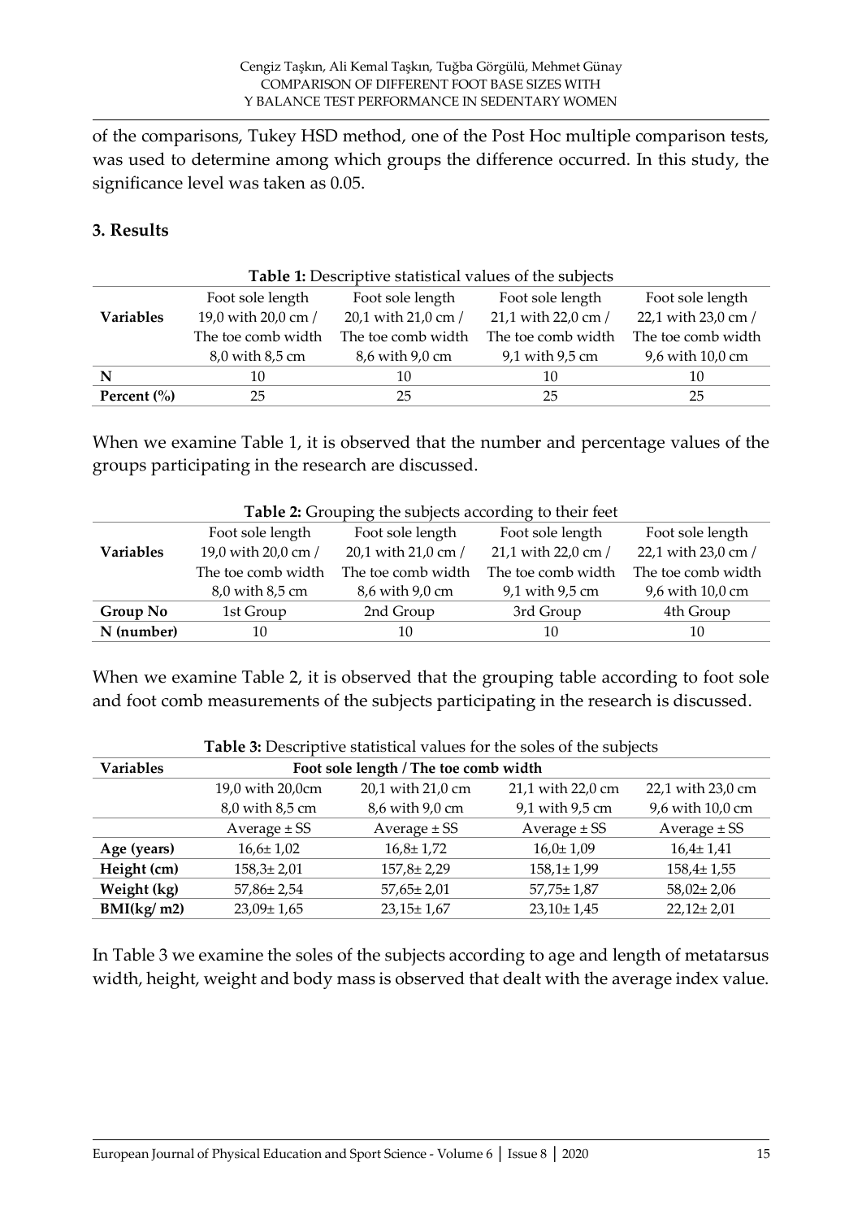of the comparisons, Tukey HSD method, one of the Post Hoc multiple comparison tests, was used to determine among which groups the difference occurred. In this study, the significance level was taken as 0.05.

## 3. Results

**Table 1:** Descriptive statistical values of the subjects

| Variables | Foot sole length 19,0 with 20,0 cm / The toe comb width 8,0 with 8,5 cm | Foot sole length 20,1 with 21,0 cm / The toe comb width 8,6 with 9,0 cm | Foot sole length 21,1 with 22,0 cm / The toe comb width 9,1 with 9,5 cm | Foot sole length 22,1 with 23,0 cm / The toe comb width 9,6 with 10,0 cm |
|---|---|---|---|---|
| **N** | 10 | 10 | 10 | 10 |
| **Percent (%)** | 25 | 25 | 25 | 25 |

When we examine Table 1, it is observed that the number and percentage values of the groups participating in the research are discussed.

**Table 2:** Grouping the subjects according to their feet

| Variables | Foot sole length 19,0 with 20,0 cm / The toe comb width 8,0 with 8,5 cm | Foot sole length 20,1 with 21,0 cm / The toe comb width 8,6 with 9,0 cm | Foot sole length 21,1 with 22,0 cm / The toe comb width 9,1 with 9,5 cm | Foot sole length 22,1 with 23,0 cm / The toe comb width 9,6 with 10,0 cm |
|---|---|---|---|---|
| **Group No** | 1st Group | 2nd Group | 3rd Group | 4th Group |
| **N (number)** | 10 | 10 | 10 | 10 |

When we examine Table 2, it is observed that the grouping table according to foot sole and foot comb measurements of the subjects participating in the research is discussed.

**Table 3:** Descriptive statistical values for the soles of the subjects

| Variables | Foot sole length / The toe comb width | | | |
|---|---|---|---|---|
| | 19,0 with 20,0cm 8,0 with 8,5 cm | 20,1 with 21,0 cm 8,6 with 9,0 cm | 21,1 with 22,0 cm 9,1 with 9,5 cm | 22,1 with 23,0 cm 9,6 with 10,0 cm |
| | Average ± SS | Average ± SS | Average ± SS | Average ± SS |
| **Age (years)** | 16,6± 1,02 | 16,8± 1,72 | 16,0± 1,09 | 16,4± 1,41 |
| **Height (cm)** | 158,3± 2,01 | 157,8± 2,29 | 158,1± 1,99 | 158,4± 1,55 |
| **Weight (kg)** | 57,86± 2,54 | 57,65± 2,01 | 57,75± 1,87 | 58,02± 2,06 |
| **BMI(kg/ m2)** | 23,09± 1,65 | 23,15± 1,67 | 23,10± 1,45 | 22,12± 2,01 |

In Table 3 we examine the soles of the subjects according to age and length of metatarsus width, height, weight and body mass is observed that dealt with the average index value.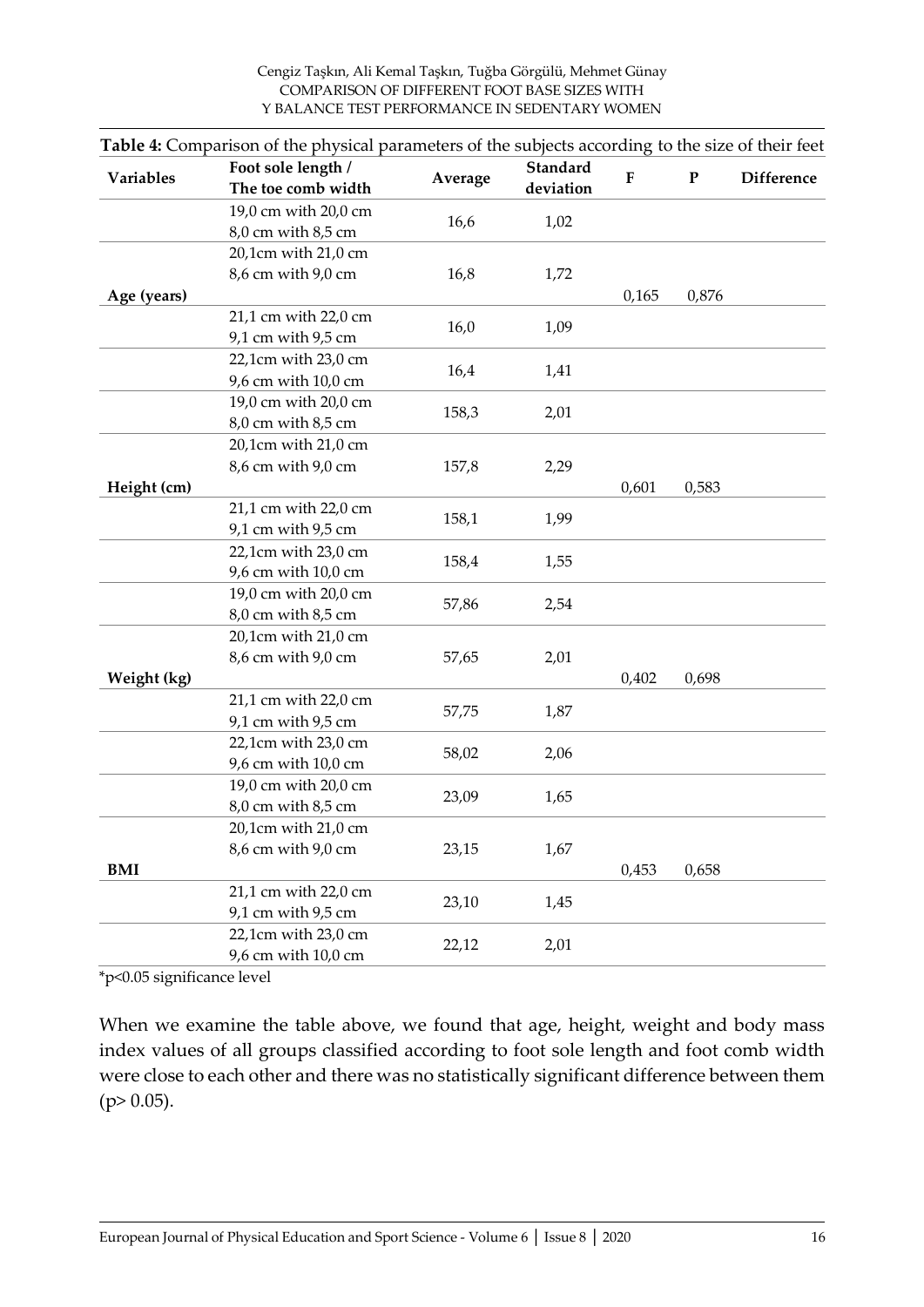**Table 4:** Comparison of the physical parameters of the subjects according to the size of their feet

| Variables | Foot sole length / The toe comb width | Average | Standard deviation | F | P | Difference |
|---|---|---|---|---|---|---|
| Age (years) | 19,0 cm with 20,0 cm 8,0 cm with 8,5 cm | 16,6 | 1,02 | 0,165 | 0,876 | |
| | 20,1cm with 21,0 cm 8,6 cm with 9,0 cm | 16,8 | 1,72 | | | |
| | 21,1 cm with 22,0 cm 9,1 cm with 9,5 cm | 16,0 | 1,09 | | | |
| | 22,1cm with 23,0 cm 9,6 cm with 10,0 cm | 16,4 | 1,41 | | | |
| Height (cm) | 19,0 cm with 20,0 cm 8,0 cm with 8,5 cm | 158,3 | 2,01 | 0,601 | 0,583 | |
| | 20,1cm with 21,0 cm 8,6 cm with 9,0 cm | 157,8 | 2,29 | | | |
| | 21,1 cm with 22,0 cm 9,1 cm with 9,5 cm | 158,1 | 1,99 | | | |
| | 22,1cm with 23,0 cm 9,6 cm with 10,0 cm | 158,4 | 1,55 | | | |
| Weight (kg) | 19,0 cm with 20,0 cm 8,0 cm with 8,5 cm | 57,86 | 2,54 | 0,402 | 0,698 | |
| | 20,1cm with 21,0 cm 8,6 cm with 9,0 cm | 57,65 | 2,01 | | | |
| | 21,1 cm with 22,0 cm 9,1 cm with 9,5 cm | 57,75 | 1,87 | | | |
| | 22,1cm with 23,0 cm 9,6 cm with 10,0 cm | 58,02 | 2,06 | | | |
| BMI | 19,0 cm with 20,0 cm 8,0 cm with 8,5 cm | 23,09 | 1,65 | 0,453 | 0,658 | |
| | 20,1cm with 21,0 cm 8,6 cm with 9,0 cm | 23,15 | 1,67 | | | |
| | 21,1 cm with 22,0 cm 9,1 cm with 9,5 cm | 23,10 | 1,45 | | | |
| | 22,1cm with 23,0 cm 9,6 cm with 10,0 cm | 22,12 | 2,01 | | | |

*$p<0.05$ significance level

When we examine the table above, we found that age, height, weight and body mass index values of all groups classified according to foot sole length and foot comb width were close to each other and there was no statistically significant difference between them ($p> 0.05$).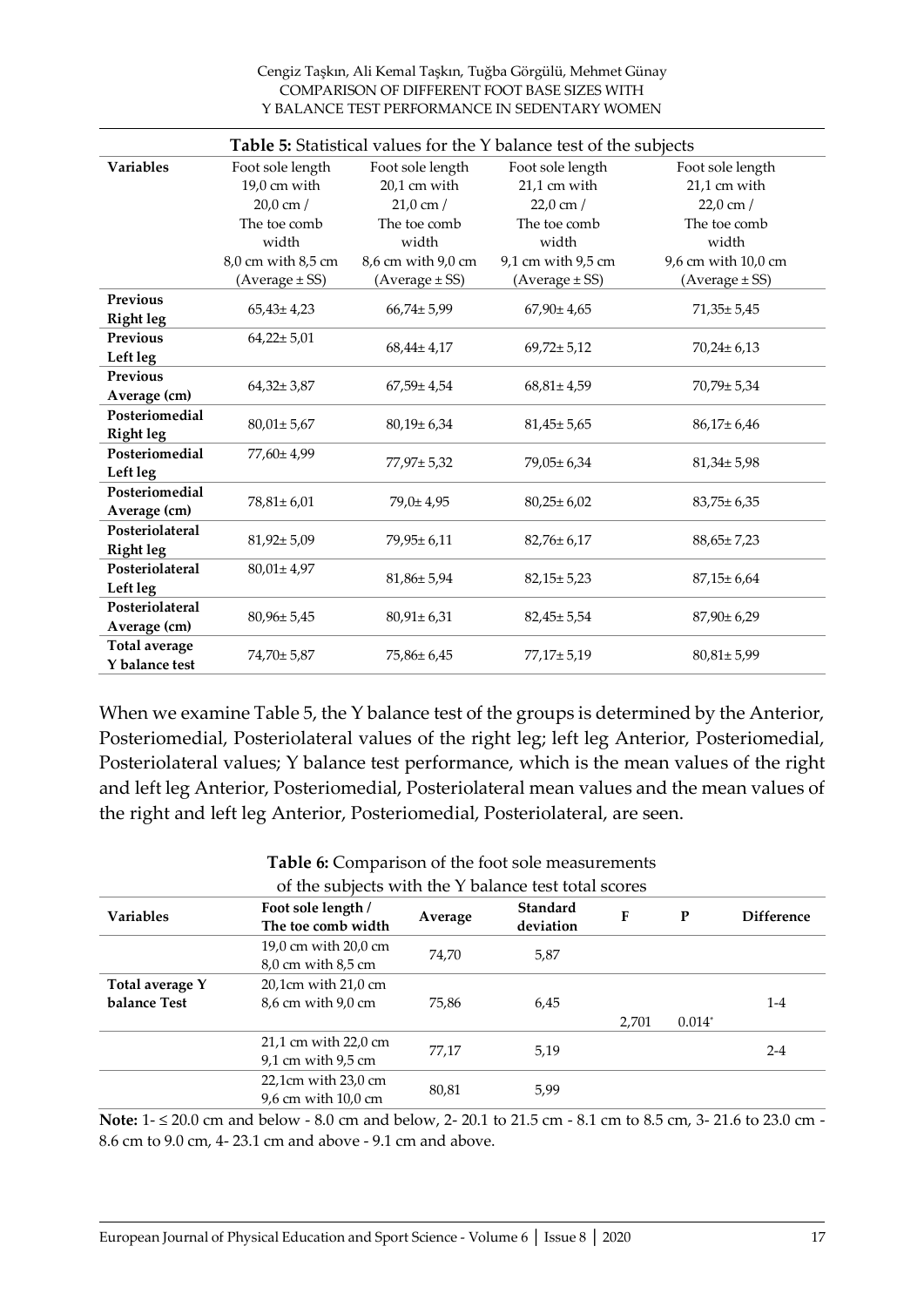**Table 5:** Statistical values for the Y balance test of the subjects

| Variables | Foot sole length 19,0 cm with 20,0 cm / The toe comb width 8,0 cm with 8,5 cm (Average ± SS) | Foot sole length 20,1 cm with 21,0 cm / The toe comb width 8,6 cm with 9,0 cm (Average ± SS) | Foot sole length 21,1 cm with 22,0 cm / The toe comb width 9,1 cm with 9,5 cm (Average ± SS) | Foot sole length 21,1 cm with 22,0 cm / The toe comb width 9,6 cm with 10,0 cm (Average ± SS) |
|---|---|---|---|---|
| **Previous Right leg** | 65,43± 4,23 | 66,74± 5,99 | 67,90± 4,65 | 71,35± 5,45 |
| **Previous Left leg** | 64,22± 5,01 | 68,44± 4,17 | 69,72± 5,12 | 70,24± 6,13 |
| **Previous Average (cm)** | 64,32± 3,87 | 67,59± 4,54 | 68,81± 4,59 | 70,79± 5,34 |
| **Posteriomedial Right leg** | 80,01± 5,67 | 80,19± 6,34 | 81,45± 5,65 | 86,17± 6,46 |
| **Posteriomedial Left leg** | 77,60± 4,99 | 77,97± 5,32 | 79,05± 6,34 | 81,34± 5,98 |
| **Posteriomedial Average (cm)** | 78,81± 6,01 | 79,0± 4,95 | 80,25± 6,02 | 83,75± 6,35 |
| **Posteriolateral Right leg** | 81,92± 5,09 | 79,95± 6,11 | 82,76± 6,17 | 88,65± 7,23 |
| **Posteriolateral Left leg** | 80,01± 4,97 | 81,86± 5,94 | 82,15± 5,23 | 87,15± 6,64 |
| **Posteriolateral Average (cm)** | 80,96± 5,45 | 80,91± 6,31 | 82,45± 5,54 | 87,90± 6,29 |
| **Total average Y balance test** | 74,70± 5,87 | 75,86± 6,45 | 77,17± 5,19 | 80,81± 5,99 |

When we examine Table 5, the Y balance test of the groups is determined by the Anterior, Posteriomedial, Posteriolateral values of the right leg; left leg Anterior, Posteriomedial, Posteriolateral values; Y balance test performance, which is the mean values of the right and left leg Anterior, Posteriomedial, Posteriolateral mean values and the mean values of the right and left leg Anterior, Posteriomedial, Posteriolateral, are seen.

**Table 6:** Comparison of the foot sole measurements of the subjects with the Y balance test total scores

| Variables | Foot sole length / The toe comb width | Average | Standard deviation | F | P | Difference |
|---|---|---|---|---|---|---|
| | 19,0 cm with 20,0 cm 8,0 cm with 8,5 cm | 74,70 | 5,87 | | | |
| **Total average Y balance Test** | 20,1cm with 21,0 cm 8,6 cm with 9,0 cm | 75,86 | 6,45 | 2,701 | 0.014* | 1-4 |
| | 21,1 cm with 22,0 cm 9,1 cm with 9,5 cm | 77,17 | 5,19 | | | 2-4 |
| | 22,1cm with 23,0 cm 9,6 cm with 10,0 cm | 80,81 | 5,99 | | | |

**Note:** 1- ≤ 20.0 cm and below - 8.0 cm and below, 2- 20.1 to 21.5 cm - 8.1 cm to 8.5 cm, 3- 21.6 to 23.0 cm - 8.6 cm to 9.0 cm, 4- 23.1 cm and above - 9.1 cm and above.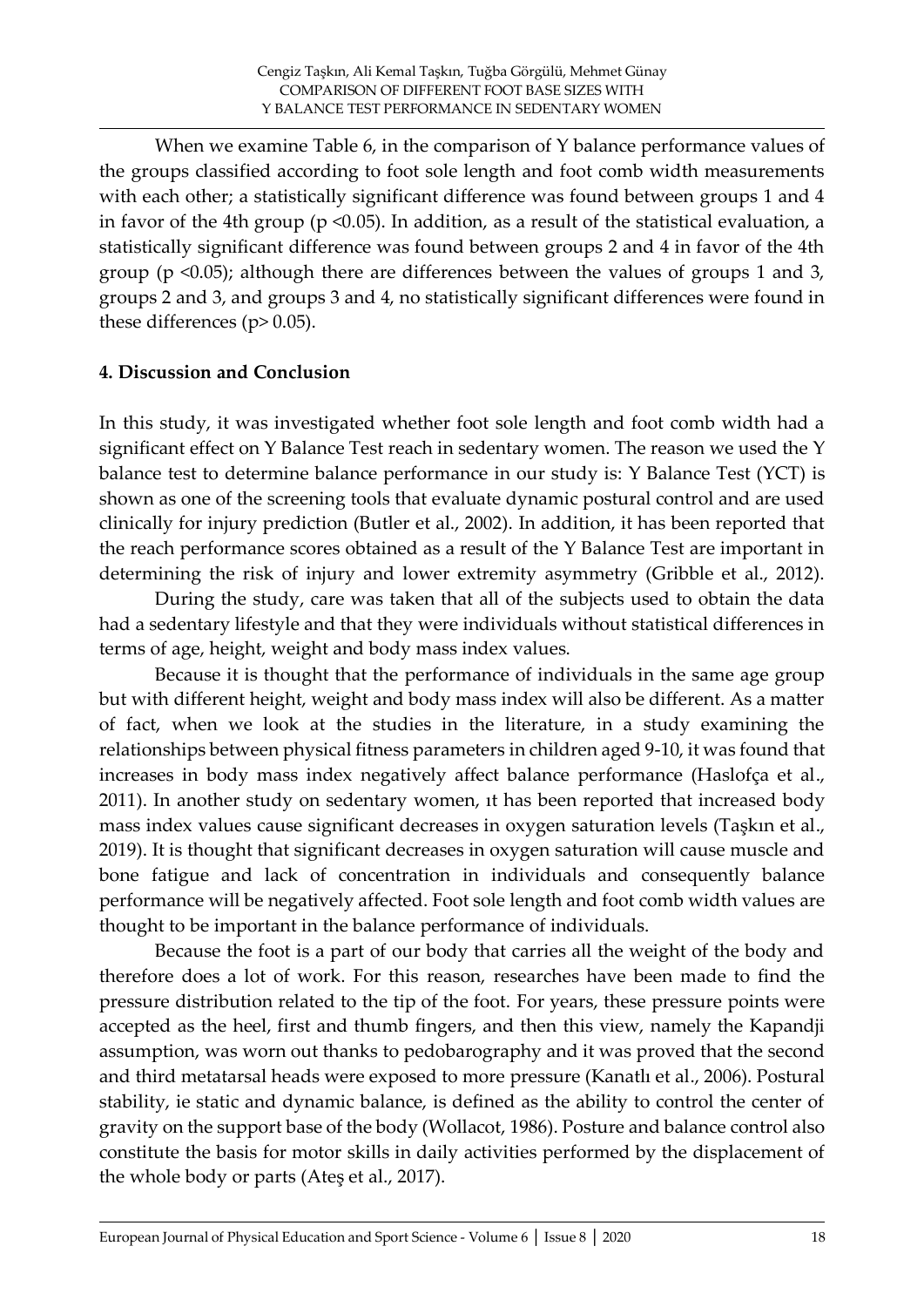When we examine Table 6, in the comparison of Y balance performance values of the groups classified according to foot sole length and foot comb width measurements with each other; a statistically significant difference was found between groups 1 and 4 in favor of the 4th group ($p < 0.05$). In addition, as a result of the statistical evaluation, a statistically significant difference was found between groups 2 and 4 in favor of the 4th group ($p < 0.05$); although there are differences between the values of groups 1 and 3, groups 2 and 3, and groups 3 and 4, no statistically significant differences were found in these differences ($p > 0.05$).

## 4. Discussion and Conclusion

In this study, it was investigated whether foot sole length and foot comb width had a significant effect on Y Balance Test reach in sedentary women. The reason we used the Y balance test to determine balance performance in our study is: Y Balance Test (YCT) is shown as one of the screening tools that evaluate dynamic postural control and are used clinically for injury prediction (Butler et al., 2002). In addition, it has been reported that the reach performance scores obtained as a result of the Y Balance Test are important in determining the risk of injury and lower extremity asymmetry (Gribble et al., 2012).

During the study, care was taken that all of the subjects used to obtain the data had a sedentary lifestyle and that they were individuals without statistical differences in terms of age, height, weight and body mass index values.

Because it is thought that the performance of individuals in the same age group but with different height, weight and body mass index will also be different. As a matter of fact, when we look at the studies in the literature, in a study examining the relationships between physical fitness parameters in children aged 9-10, it was found that increases in body mass index negatively affect balance performance (Haslofça et al., 2011). In another study on sedentary women, ıt has been reported that increased body mass index values cause significant decreases in oxygen saturation levels (Taşkın et al., 2019). It is thought that significant decreases in oxygen saturation will cause muscle and bone fatigue and lack of concentration in individuals and consequently balance performance will be negatively affected. Foot sole length and foot comb width values are thought to be important in the balance performance of individuals.

Because the foot is a part of our body that carries all the weight of the body and therefore does a lot of work. For this reason, researches have been made to find the pressure distribution related to the tip of the foot. For years, these pressure points were accepted as the heel, first and thumb fingers, and then this view, namely the Kapandji assumption, was worn out thanks to pedobarography and it was proved that the second and third metatarsal heads were exposed to more pressure (Kanatlı et al., 2006). Postural stability, ie static and dynamic balance, is defined as the ability to control the center of gravity on the support base of the body (Wollacot, 1986). Posture and balance control also constitute the basis for motor skills in daily activities performed by the displacement of the whole body or parts (Ateş et al., 2017).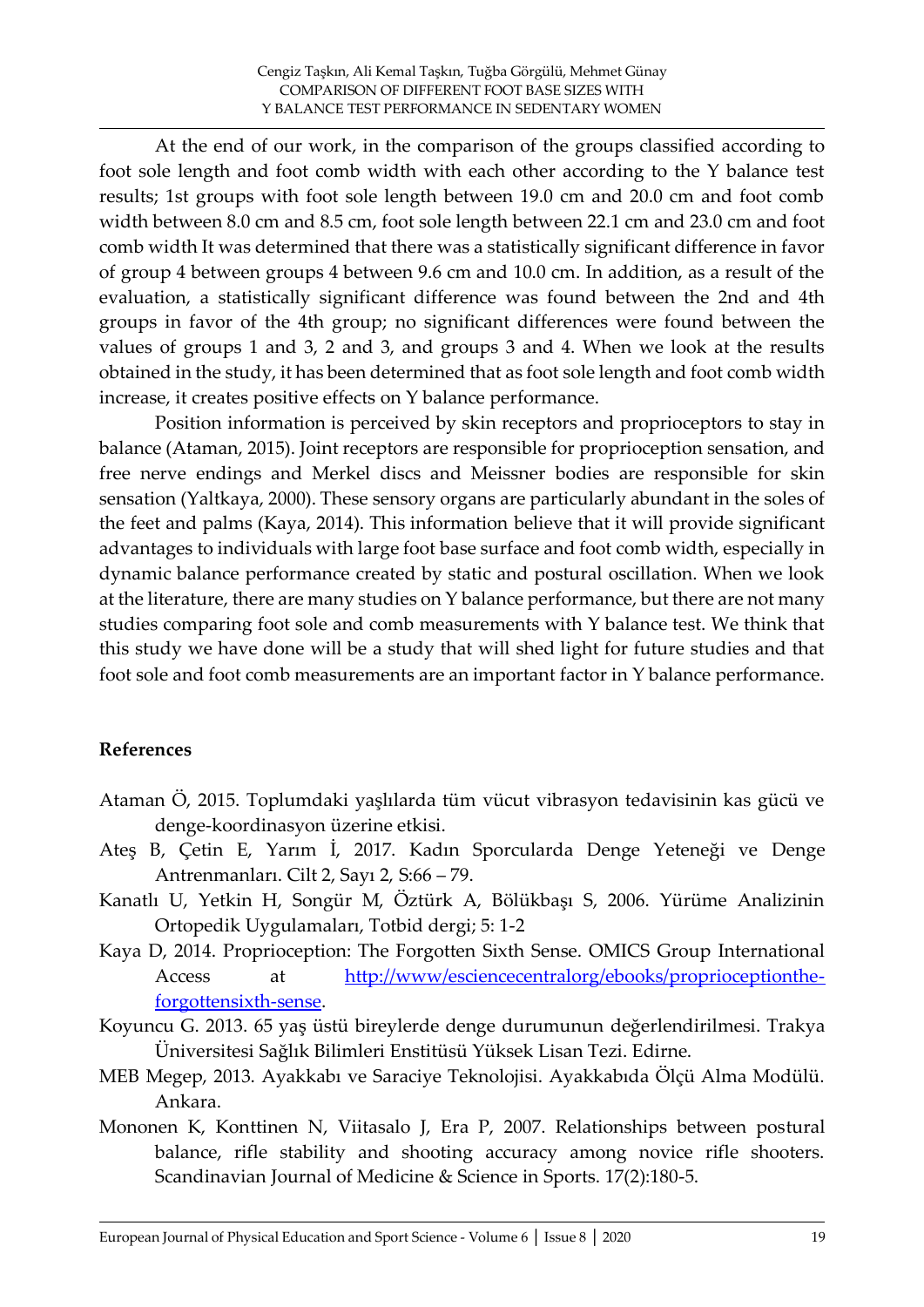At the end of our work, in the comparison of the groups classified according to foot sole length and foot comb width with each other according to the Y balance test results; 1st groups with foot sole length between 19.0 cm and 20.0 cm and foot comb width between 8.0 cm and 8.5 cm, foot sole length between 22.1 cm and 23.0 cm and foot comb width It was determined that there was a statistically significant difference in favor of group 4 between groups 4 between 9.6 cm and 10.0 cm. In addition, as a result of the evaluation, a statistically significant difference was found between the 2nd and 4th groups in favor of the 4th group; no significant differences were found between the values of groups 1 and 3, 2 and 3, and groups 3 and 4. When we look at the results obtained in the study, it has been determined that as foot sole length and foot comb width increase, it creates positive effects on Y balance performance.

Position information is perceived by skin receptors and proprioceptors to stay in balance (Ataman, 2015). Joint receptors are responsible for proprioception sensation, and free nerve endings and Merkel discs and Meissner bodies are responsible for skin sensation (Yaltkaya, 2000). These sensory organs are particularly abundant in the soles of the feet and palms (Kaya, 2014). This information believe that it will provide significant advantages to individuals with large foot base surface and foot comb width, especially in dynamic balance performance created by static and postural oscillation. When we look at the literature, there are many studies on Y balance performance, but there are not many studies comparing foot sole and comb measurements with Y balance test. We think that this study we have done will be a study that will shed light for future studies and that foot sole and foot comb measurements are an important factor in Y balance performance.

## References

Ataman Ö, 2015. Toplumdaki yaşlılarda tüm vücut vibrasyon tedavisinin kas gücü ve denge-koordinasyon üzerine etkisi.

Ateş B, Çetin E, Yarım İ, 2017. Kadın Sporcularda Denge Yeteneği ve Denge Antrenmanları. Cilt 2, Sayı 2, S:66 – 79.

Kanatlı U, Yetkin H, Songür M, Öztürk A, Bölükbaşı S, 2006. Yürüme Analizinin Ortopedik Uygulamaları, Totbid dergi; 5: 1-2

Kaya D, 2014. Proprioception: The Forgotten Sixth Sense. OMICS Group International Access at http://www/esciencecentralorg/ebooks/proprioceptionthe-forgottensixth-sense.

Koyuncu G. 2013. 65 yaş üstü bireylerde denge durumunun değerlendirilmesi. Trakya Üniversitesi Sağlık Bilimleri Enstitüsü Yüksek Lisan Tezi. Edirne.

MEB Megep, 2013. Ayakkabı ve Saraciye Teknolojisi. Ayakkabıda Ölçü Alma Modülü. Ankara.

Mononen K, Konttinen N, Viitasalo J, Era P, 2007. Relationships between postural balance, rifle stability and shooting accuracy among novice rifle shooters. Scandinavian Journal of Medicine & Science in Sports. 17(2):180-5.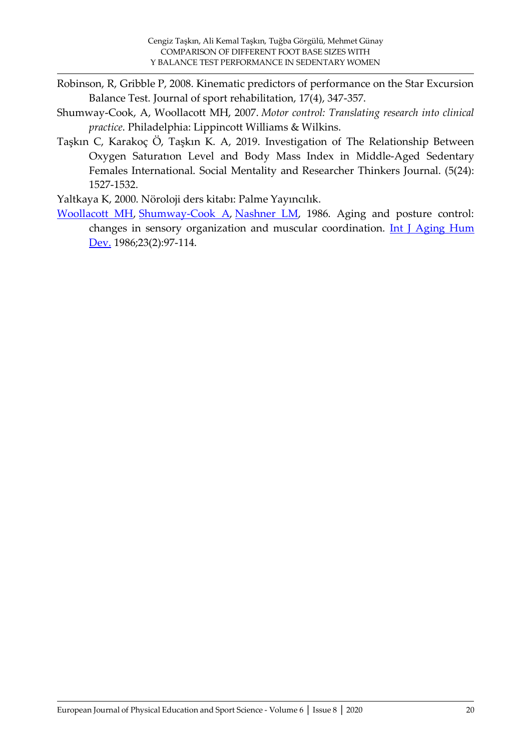Robinson, R, Gribble P, 2008. Kinematic predictors of performance on the Star Excursion Balance Test. Journal of sport rehabilitation, 17(4), 347-357.

Shumway-Cook, A, Woollacott MH, 2007. *Motor control: Translating research into clinical practice*. Philadelphia: Lippincott Williams & Wilkins.

Taşkın C, Karakoç Ö, Taşkın K. A, 2019. Investigation of The Relationship Between Oxygen Saturatıon Level and Body Mass Index in Middle-Aged Sedentary Females International. Social Mentality and Researcher Thinkers Journal. (5(24): 1527-1532.

Yaltkaya K, 2000. Nöroloji ders kitabı: Palme Yayıncılık.

Woollacott MH, Shumway-Cook A, Nashner LM, 1986. Aging and posture control: changes in sensory organization and muscular coordination. Int J Aging Hum Dev. 1986;23(2):97-114.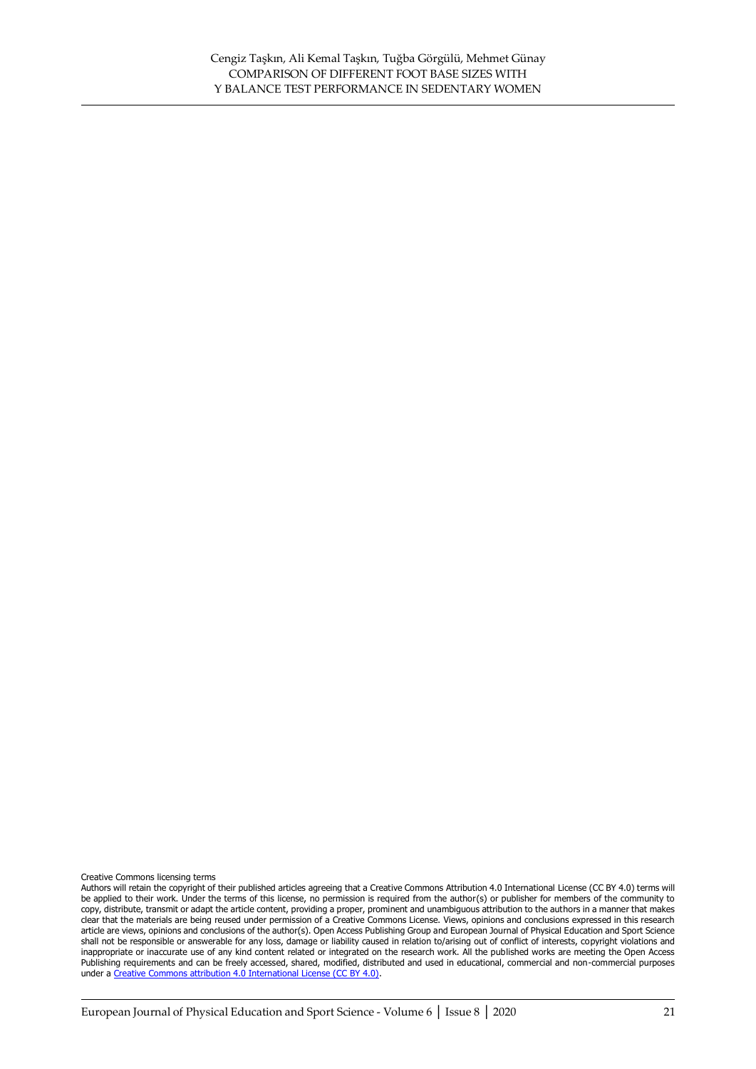Creative Commons licensing terms

Authors will retain the copyright of their published articles agreeing that a Creative Commons Attribution 4.0 International License (CC BY 4.0) terms will be applied to their work. Under the terms of this license, no permission is required from the author(s) or publisher for members of the community to copy, distribute, transmit or adapt the article content, providing a proper, prominent and unambiguous attribution to the authors in a manner that makes clear that the materials are being reused under permission of a Creative Commons License. Views, opinions and conclusions expressed in this research article are views, opinions and conclusions of the author(s). Open Access Publishing Group and European Journal of Physical Education and Sport Science shall not be responsible or answerable for any loss, damage or liability caused in relation to/arising out of conflict of interests, copyright violations and inappropriate or inaccurate use of any kind content related or integrated on the research work. All the published works are meeting the Open Access Publishing requirements and can be freely accessed, shared, modified, distributed and used in educational, commercial and non-commercial purposes under a Creative Commons attribution 4.0 International License (CC BY 4.0).